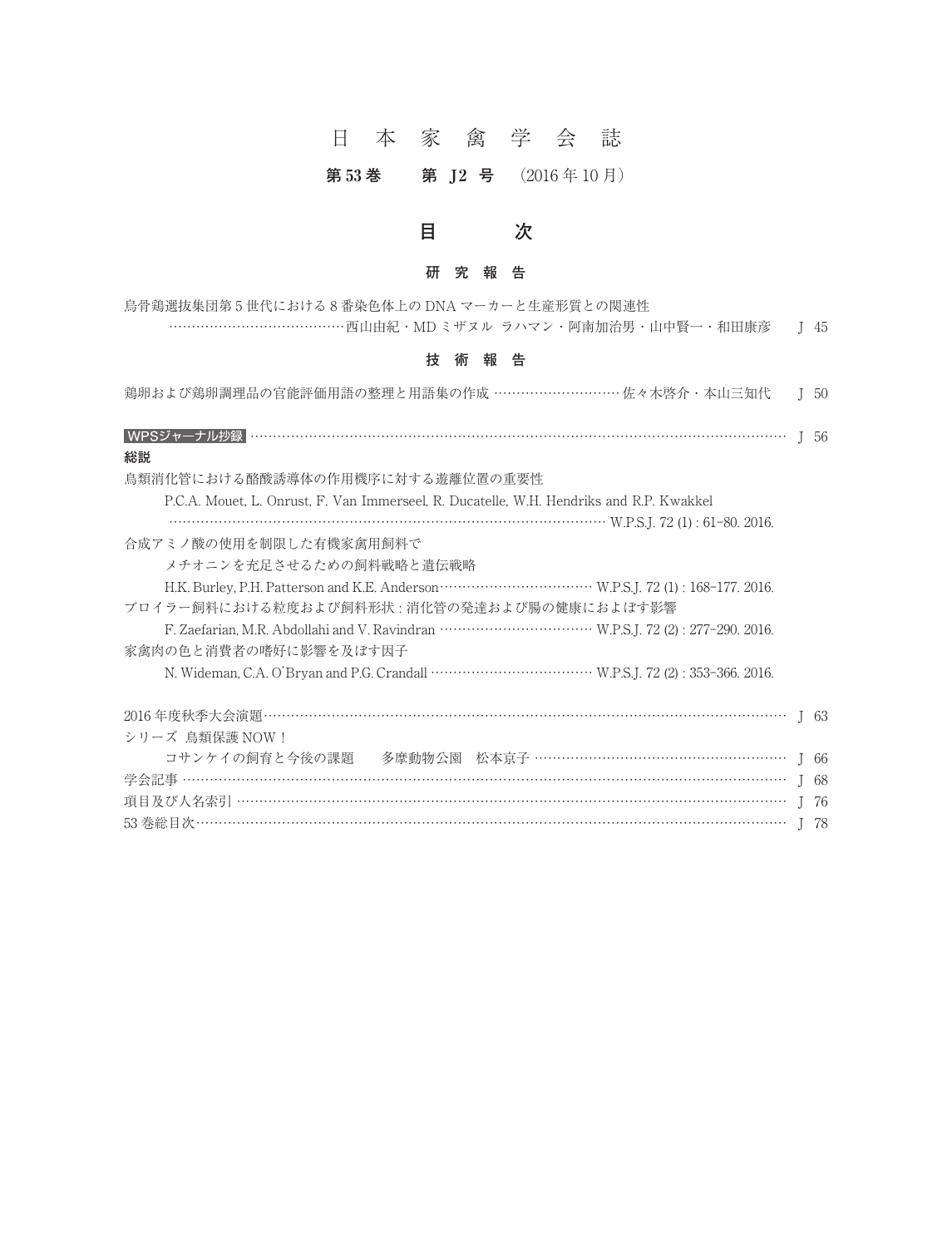# 日 本 家 禽 学 会 誌

**第 53 巻　　第 J2 号**　(2016 年 10 月)

## 目　　次

### 研 究 報 告

烏骨鶏選抜集団第 5 世代における 8 番染色体上の DNA マーカーと生産形質との関連性
……………………………………西山由紀・MD ミザヌル ラハマン・阿南加治男・山中賢一・和田康彦　J 45

### 技 術 報 告

鶏卵および鶏卵調理品の官能評価用語の整理と用語集の作成 ………………………… 佐々木啓介・本山三知代　J 50

**WPSジャーナル抄録** ……………………………………………………………………………………………… J 56

**総説**

鳥類消化管における酪酸誘導体の作用機序に対する遊離位置の重要性
P.C.A. Mouet, L. Onrust, F. Van Immerseel, R. Ducatelle, W.H. Hendriks and R.P. Kwakkel
……………………………………………………………………………………… W.P.S.J. 72 (1) : 61-80. 2016.

合成アミノ酸の使用を制限した有機家禽用飼料で
メチオニンを充足させるための飼料戦略と遺伝戦略
H.K. Burley, P.H. Patterson and K.E. Anderson……………………………… W.P.S.J. 72 (1) : 168-177. 2016.

ブロイラー飼料における粒度および飼料形状 : 消化管の発達および腸の健康におよぼす影響
F. Zaefarian, M.R. Abdollahi and V. Ravindran ……………………………… W.P.S.J. 72 (2) : 277-290. 2016.

家禽肉の色と消費者の嗜好に影響を及ぼす因子
N. Wideman, C.A. O'Bryan and P.G. Crandall ………………………………… W.P.S.J. 72 (2) : 353-366. 2016.

2016 年度秋季大会演題………………………………………………………………………………………… J 63

シリーズ 鳥類保護 NOW！
コサンケイの飼育と今後の課題　　多摩動物公園　松本京子 ………………………………………………… J 66

学会記事 …………………………………………………………………………………………………………… J 68

項目及び人名索引 ………………………………………………………………………………………………… J 76

53 巻総目次………………………………………………………………………………………………………… J 78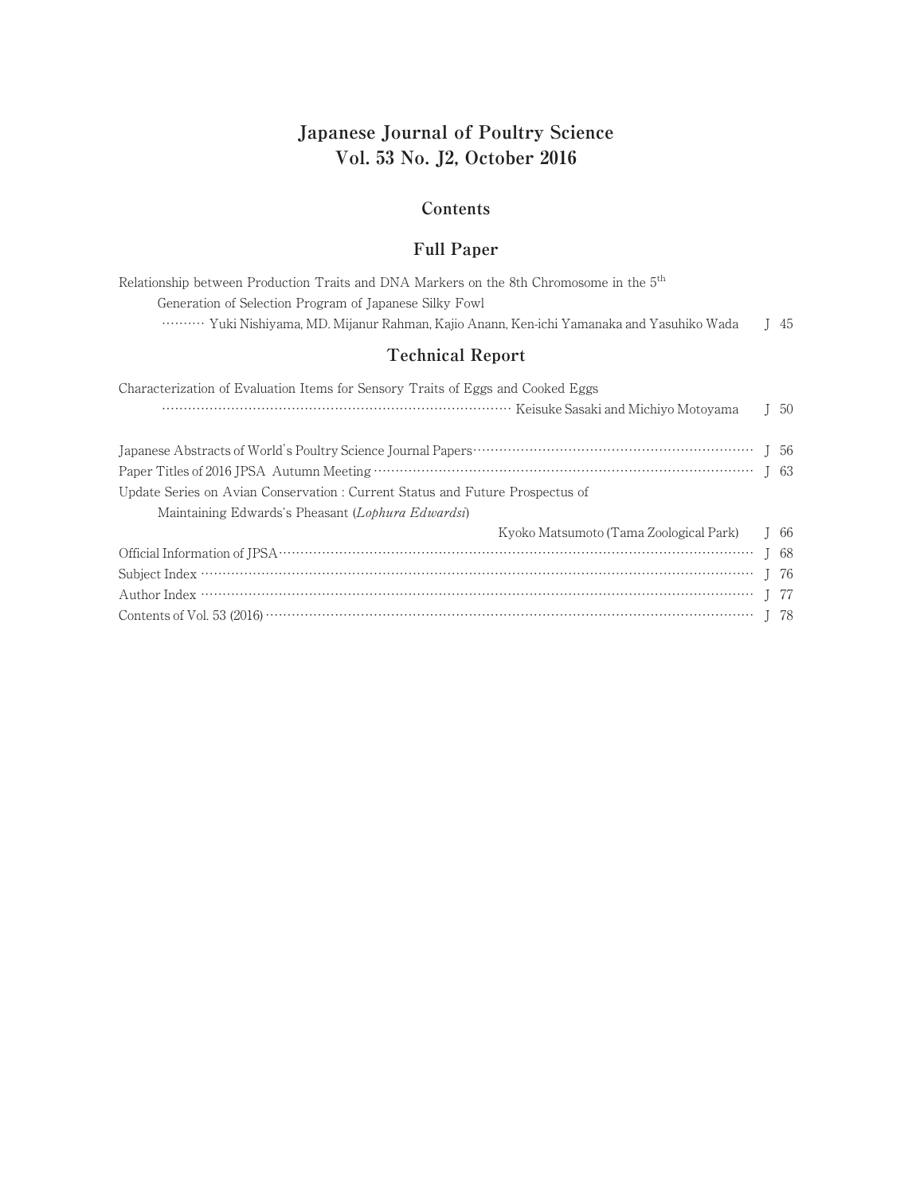# Japanese Journal of Poultry Science
# Vol. 53 No. J2, October 2016

## Contents

### Full Paper

Relationship between Production Traits and DNA Markers on the 8th Chromosome in the 5th Generation of Selection Program of Japanese Silky Fowl
·········· Yuki Nishiyama, MD. Mijanur Rahman, Kajio Anann, Ken-ichi Yamanaka and Yasuhiko Wada ····· J 45

### Technical Report

Characterization of Evaluation Items for Sensory Traits of Eggs and Cooked Eggs
······························ Keisuke Sasaki and Michiyo Motoyama ····· J 50

Japanese Abstracts of World's Poultry Science Journal Papers ····· J 56

Paper Titles of 2016 JPSA Autumn Meeting ····· J 63

Update Series on Avian Conservation : Current Status and Future Prospectus of Maintaining Edwards's Pheasant (*Lophura Edwardsi*)
Kyoko Matsumoto (Tama Zoological Park) ····· J 66

Official Information of JPSA ····· J 68

Subject Index ····· J 76

Author Index ····· J 77

Contents of Vol. 53 (2016) ····· J 78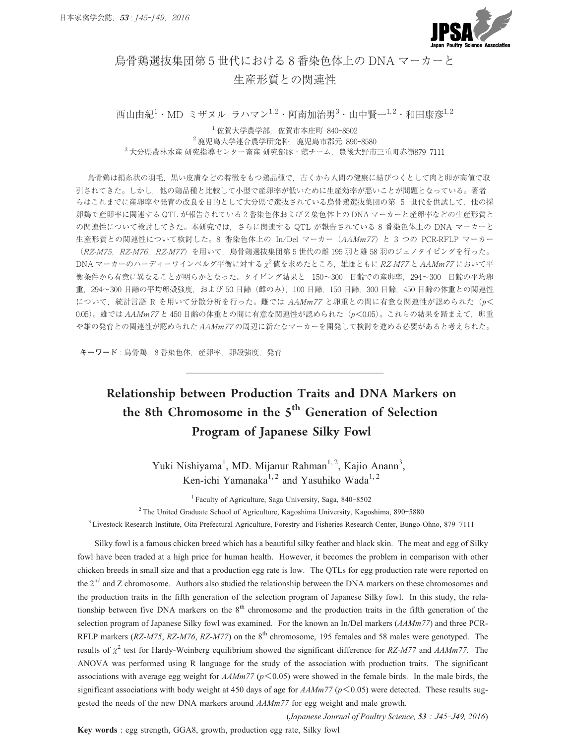# 烏骨鶏選抜集団第５世代における８番染色体上の DNA マーカーと生産形質との関連性

西山由紀[1]・MD ミザヌル ラハマン[1,2]・阿南加治男[3]・山中賢一[1,2]・和田康彦[1,2]

[1] 佐賀大学農学部，佐賀市本庄町 840-8502
[2] 鹿児島大学連合農学研究科，鹿児島市郡元 890-8580
[3] 大分県農林水産 研究指導センター畜産 研究部豚・鶏チーム，豊後大野市三重町赤嶺879-7111

烏骨鶏は絹糸状の羽毛，黒い皮膚などの特徴をもつ鶏品種で，古くから人間の健康に結びつくとして肉と卵が高値で取引されてきた。しかし，他の鶏品種と比較して小型で産卵率が低いために生産効率が悪いことが問題となっている。著者らはこれまでに産卵率や発育の改良を目的として大分県で選抜されている烏骨鶏選抜集団の第 5 世代を供試して，他の採卵鶏で産卵率に関連する QTL が報告されている 2 番染色体および Z 染色体上の DNA マーカーと産卵率などの生産形質との関連性について検討してきた。本研究では，さらに関連する QTL が報告されている 8 番染色体上の DNA マーカーと生産形質との関連性について検討した。8 番染色体上の In/Del マーカー（*AAMm77*）と 3 つの PCR-RFLP マーカー（*RZ-M75*，*RZ-M76*，*RZ-M77*）を用いて，烏骨鶏選抜集団第 5 世代の雌 195 羽と雄 58 羽のジェノタイピングを行った。DNA マーカーのハーディーワインベルグ平衡に対する $\chi^2$ 値を求めたところ，雄雌ともに *RZ-M77* と *AAMm77* において平衡条件から有意に異なることが明らかとなった。タイピング結果と 150～300 日齢での産卵率，294～300 日齢の平均卵重，294～300 日齢の平均卵殻強度，および 50 日齢（雌のみ），100 日齢，150 日齢，300 日齢，450 日齢の体重との関連性について，統計言語 R を用いて分散分析を行った。雌では *AAMm77* と卵重との間に有意な関連性が認められた（$p<0.05$）。雄では *AAMm77* と 450 日齢の体重との間に有意な関連性が認められた（$p<0.05$）。これらの結果を踏まえて，卵重や雄の発育との関連性が認められた *AAMm77* の周辺に新たなマーカーを開発して検討を進める必要があると考えられた。

**キーワード**：烏骨鶏，8 番染色体，産卵率，卵殻強度，発育

---

# Relationship between Production Traits and DNA Markers on the 8th Chromosome in the 5$^{th}$ Generation of Selection Program of Japanese Silky Fowl

Yuki Nishiyama[1], MD. Mijanur Rahman[1,2], Kajio Anann[3], Ken-ichi Yamanaka[1,2] and Yasuhiko Wada[1,2]

[1] Faculty of Agriculture, Saga University, Saga, 840-8502
[2] The United Graduate School of Agriculture, Kagoshima University, Kagoshima, 890-5880
[3] Livestock Research Institute, Oita Prefectural Agriculture, Forestry and Fisheries Research Center, Bungo-Ohno, 879-7111

Silky fowl is a famous chicken breed which has a beautiful silky feather and black skin. The meat and egg of Silky fowl have been traded at a high price for human health. However, it becomes the problem in comparison with other chicken breeds in small size and that a production egg rate is low. The QTLs for egg production rate were reported on the 2$^{nd}$ and Z chromosome. Authors also studied the relationship between the DNA markers on these chromosomes and the production traits in the fifth generation of the selection program of Japanese Silky fowl. In this study, the relationship between five DNA markers on the 8$^{th}$ chromosome and the production traits in the fifth generation of the selection program of Japanese Silky fowl was examined. For the known an In/Del markers (*AAMm77*) and three PCR-RFLP markers (*RZ-M75*, *RZ-M76*, *RZ-M77*) on the 8$^{th}$ chromosome, 195 females and 58 males were genotyped. The results of $\chi^2$ test for Hardy-Weinberg equilibrium showed the significant difference for *RZ-M77* and *AAMm77*. The ANOVA was performed using R language for the study of the association with production traits. The significant associations with average egg weight for *AAMm77* ($p<0.05$) were showed in the female birds. In the male birds, the significant associations with body weight at 450 days of age for *AAMm77* ($p<0.05$) were detected. These results suggested the needs of the new DNA markers around *AAMm77* for egg weight and male growth.

(*Japanese Journal of Poultry Science, 53 : J45-J49, 2016*)

**Key words** : egg strength, GGA8, growth, production egg rate, Silky fowl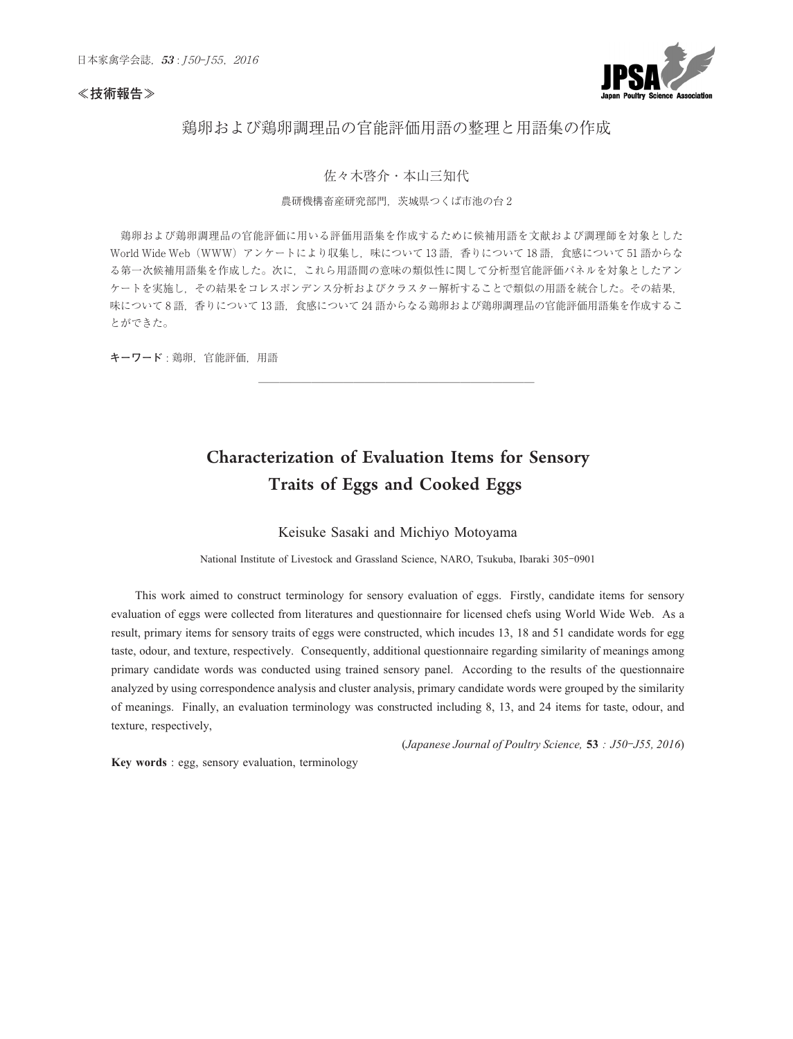≪技術報告≫

# 鶏卵および鶏卵調理品の官能評価用語の整理と用語集の作成

佐々木啓介・本山三知代

農研機構畜産研究部門，茨城県つくば市池の台２

鶏卵および鶏卵調理品の官能評価に用いる評価用語集を作成するために候補用語を文献および調理師を対象としたWorld Wide Web（WWW）アンケートにより収集し，味について13語，香りについて18語，食感について51語からなる第一次候補用語集を作成した。次に，これら用語間の意味の類似性に関して分析型官能評価パネルを対象としたアンケートを実施し，その結果をコレスポンデンス分析およびクラスター解析することで類似の用語を統合した。その結果，味について8語，香りについて13語，食感について24語からなる鶏卵および鶏卵調理品の官能評価用語集を作成することができた。

**キーワード**：鶏卵，官能評価，用語

---

# Characterization of Evaluation Items for Sensory Traits of Eggs and Cooked Eggs

Keisuke Sasaki and Michiyo Motoyama

National Institute of Livestock and Grassland Science, NARO, Tsukuba, Ibaraki 305-0901

This work aimed to construct terminology for sensory evaluation of eggs. Firstly, candidate items for sensory evaluation of eggs were collected from literatures and questionnaire for licensed chefs using World Wide Web. As a result, primary items for sensory traits of eggs were constructed, which incudes 13, 18 and 51 candidate words for egg taste, odour, and texture, respectively. Consequently, additional questionnaire regarding similarity of meanings among primary candidate words was conducted using trained sensory panel. According to the results of the questionnaire analyzed by using correspondence analysis and cluster analysis, primary candidate words were grouped by the similarity of meanings. Finally, an evaluation terminology was constructed including 8, 13, and 24 items for taste, odour, and texture, respectively,

(*Japanese Journal of Poultry Science,* **53** : *J50-J55, 2016*)

**Key words** : egg, sensory evaluation, terminology